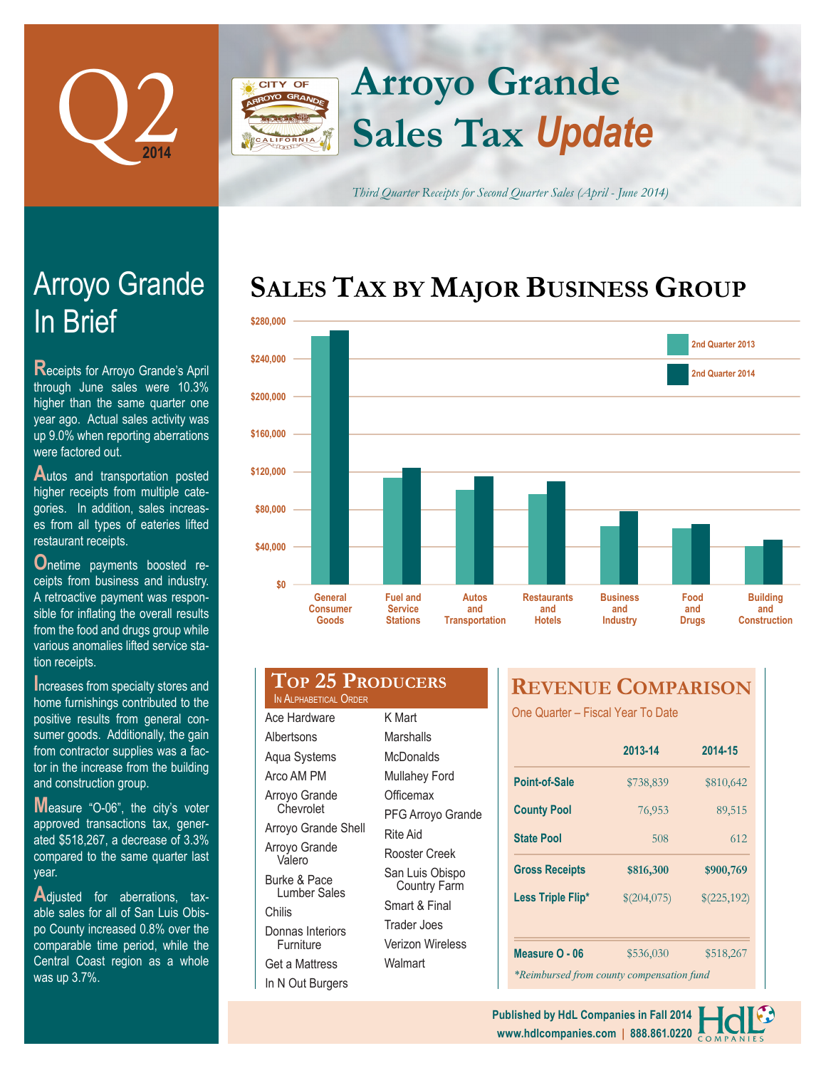# Q2 2014

# Arroyo Grande Sales Tax *Update*

*Third Quarter Receipts for Second Quarter Sales (April - June 2014)*

## Arroyo Grande In Brief

Receipts for Arroyo Grande's April through June sales were 10.3% higher than the same quarter one year ago. Actual sales activity was up 9.0% when reporting aberrations were factored out.

Autos and transportation posted higher receipts from multiple categories. In addition, sales increases from all types of eateries lifted restaurant receipts.

Onetime payments boosted receipts from business and industry. A retroactive payment was responsible for inflating the overall results from the food and drugs group while various anomalies lifted service station receipts.

Increases from specialty stores and home furnishings contributed to the positive results from general consumer goods. Additionally, the gain from contractor supplies was a factor in the increase from the building and construction group.

Measure "O-06", the city's voter approved transactions tax, generated $518,267, a decrease of 3.3% compared to the same quarter last year.

Adjusted for aberrations, taxable sales for all of San Luis Obispo County increased 0.8% over the comparable time period, while the Central Coast region as a whole was up 3.7%.

## Sales Tax by Major Business Group

Chart legend: 2nd Quarter 2013, 2nd Quarter 2014. Categories: General Consumer Goods; Fuel and Service Stations; Autos and Transportation; Restaurants and Hotels; Business and Industry; Food and Drugs; Building and Construction. Y-axis: $0 – $280,000.

## Top 25 Producers

In Alphabetical Order

- Ace Hardware
- Albertsons
- Aqua Systems
- Arco AM PM
- Arroyo Grande Chevrolet
- Arroyo Grande Shell
- Arroyo Grande Valero
- Burke & Pace Lumber Sales
- Chilis
- Donnas Interiors Furniture
- Get a Mattress
- In N Out Burgers
- K Mart
- Marshalls
- McDonalds
- Mullahey Ford
- Officemax
- PFG Arroyo Grande
- Rite Aid
- Rooster Creek
- San Luis Obispo Country Farm
- Smart & Final
- Trader Joes
- Verizon Wireless
- Walmart

## Revenue Comparison

One Quarter – Fiscal Year To Date

| | 2013-14 | 2014-15 |
|---|---|---|
| Point-of-Sale | $738,839 | $810,642 |
| County Pool | 76,953 | 89,515 |
| State Pool | 508 | 612 |
| **Gross Receipts** | **$816,300** | **$900,769** |
| Less Triple Flip* | $(204,075) | $(225,192) |
| Measure O - 06 | $536,030 | $518,267 |

*\*Reimbursed from county compensation fund*

Published by HdL Companies in Fall 2014
www.hdlcompanies.com | 888.861.0220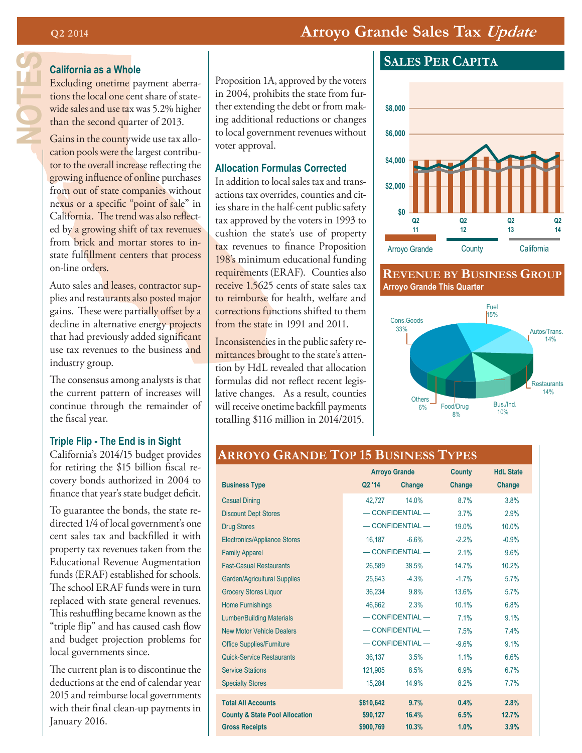# Arroyo Grande Sales Tax *Update*

Q2 2014

NOTES

### California as a Whole

Excluding onetime payment aberrations the local one cent share of statewide sales and use tax was 5.2% higher than the second quarter of 2013.

Gains in the countywide use tax allocation pools were the largest contributor to the overall increase reflecting the growing influence of online purchases from out of state companies without nexus or a specific "point of sale" in California. The trend was also reflected by a growing shift of tax revenues from brick and mortar stores to in-state fulfillment centers that process on-line orders.

Auto sales and leases, contractor supplies and restaurants also posted major gains. These were partially offset by a decline in alternative energy projects that had previously added significant use tax revenues to the business and industry group.

The consensus among analysts is that the current pattern of increases will continue through the remainder of the fiscal year.

### Triple Flip - The End is in Sight

California's 2014/15 budget provides for retiring the $15 billion fiscal recovery bonds authorized in 2004 to finance that year's state budget deficit.

To guarantee the bonds, the state redirected 1/4 of local government's one cent sales tax and backfilled it with property tax revenues taken from the Educational Revenue Augmentation funds (ERAF) established for schools. The school ERAF funds were in turn replaced with state general revenues. This reshuffling became known as the "triple flip" and has caused cash flow and budget projection problems for local governments since.

The current plan is to discontinue the deductions at the end of calendar year 2015 and reimburse local governments with their final clean-up payments in January 2016.

Proposition 1A, approved by the voters in 2004, prohibits the state from further extending the debt or from making additional reductions or changes to local government revenues without voter approval.

### Allocation Formulas Corrected

In addition to local sales tax and transactions tax overrides, counties and cities share in the half-cent public safety tax approved by the voters in 1993 to cushion the state's use of property tax revenues to finance Proposition 198's minimum educational funding requirements (ERAF). Counties also receive 1.5625 cents of state sales tax to reimburse for health, welfare and corrections functions shifted to them from the state in 1991 and 2011.

Inconsistencies in the public safety remittances brought to the state's attention by HdL revealed that allocation formulas did not reflect recent legislative changes. As a result, counties will receive onetime backfill payments totalling $116 million in 2014/2015.

## Sales Per Capita

$8,000
$6,000
$4,000
$2,000
$0
Q2 11
Q2 12
Q2 13
Q2 14

Arroyo Grande
County
California

## Revenue by Business Group

Arroyo Grande This Quarter

Fuel 15%
Autos/Trans. 14%
Restaurants 14%
Bus./Ind. 10%
Food/Drug 8%
Others 6%
Cons.Goods 33%

## Arroyo Grande Top 15 Business Types

| | Arroyo Grande | | County | HdL State |
|---|---|---|---|---|
| **Business Type** | **Q2 '14** | **Change** | **Change** | **Change** |
| Casual Dining | 42,727 | 14.0% | 8.7% | 3.8% |
| Discount Dept Stores | — CONFIDENTIAL — | | 3.7% | 2.9% |
| Drug Stores | — CONFIDENTIAL — | | 19.0% | 10.0% |
| Electronics/Appliance Stores | 16,187 | -6.6% | -2.2% | -0.9% |
| Family Apparel | — CONFIDENTIAL — | | 2.1% | 9.6% |
| Fast-Casual Restaurants | 26,589 | 38.5% | 14.7% | 10.2% |
| Garden/Agricultural Supplies | 25,643 | -4.3% | -1.7% | 5.7% |
| Grocery Stores Liquor | 36,234 | 9.8% | 13.6% | 5.7% |
| Home Furnishings | 46,662 | 2.3% | 10.1% | 6.8% |
| Lumber/Building Materials | — CONFIDENTIAL — | | 7.1% | 9.1% |
| New Motor Vehicle Dealers | — CONFIDENTIAL — | | 7.5% | 7.4% |
| Office Supplies/Furniture | — CONFIDENTIAL — | | -9.6% | 9.1% |
| Quick-Service Restaurants | 36,137 | 3.5% | 1.1% | 6.6% |
| Service Stations | 121,905 | 8.5% | 6.9% | 6.7% |
| Specialty Stores | 15,284 | 14.9% | 8.2% | 7.7% |
| **Total All Accounts** | **$810,642** | **9.7%** | **0.4%** | **2.8%** |
| **County & State Pool Allocation** | **$90,127** | **16.4%** | **6.5%** | **12.7%** |
| **Gross Receipts** | **$900,769** | **10.3%** | **1.0%** | **3.9%** |